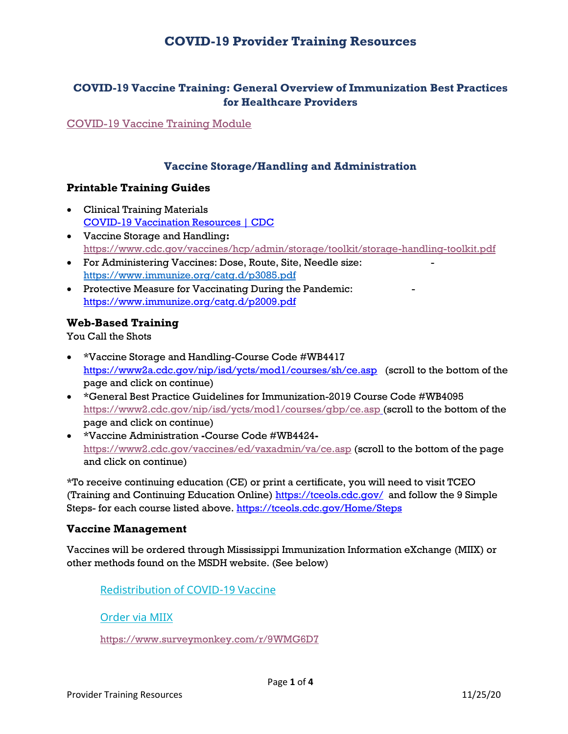# COVID-19 Provider Training Resources

## COVID-19 Vaccine Training: General Overview of Immunization Best Practices for Healthcare Providers

COVID-19 Vaccine Training Module

## Vaccine Storage/Handling and Administration

### Printable Training Guides

- Clinical Training Materials
  COVID-19 Vaccination Resources | CDC
- Vaccine Storage and Handling**:**
  https://www.cdc.gov/vaccines/hcp/admin/storage/toolkit/storage-handling-toolkit.pdf
- For Administering Vaccines: Dose, Route, Site, Needle size: -
  https://www.immunize.org/catg.d/p3085.pdf
- Protective Measure for Vaccinating During the Pandemic: -
  https://www.immunize.org/catg.d/p2009.pdf

### Web-Based Training

You Call the Shots

- *Vaccine Storage and Handling-Course Code #WB4417
  https://www2a.cdc.gov/nip/isd/ycts/mod1/courses/sh/ce.asp (scroll to the bottom of the page and click on continue)
- *General Best Practice Guidelines for Immunization-2019 Course Code #WB4095
  https://www2.cdc.gov/nip/isd/ycts/mod1/courses/gbp/ce.asp (scroll to the bottom of the page and click on continue)
- *Vaccine Administration -Course Code #WB4424-
  https://www2.cdc.gov/vaccines/ed/vaxadmin/va/ce.asp (scroll to the bottom of the page and click on continue)

*To receive continuing education (CE) or print a certificate, you will need to visit TCEO (Training and Continuing Education Online) https://tceols.cdc.gov/ and follow the 9 Simple Steps- for each course listed above. https://tceols.cdc.gov/Home/Steps

### Vaccine Management

Vaccines will be ordered through Mississippi Immunization Information eXchange (MIIX) or other methods found on the MSDH website. (See below)

Redistribution of COVID-19 Vaccine

Order via MIIX

https://www.surveymonkey.com/r/9WMG6D7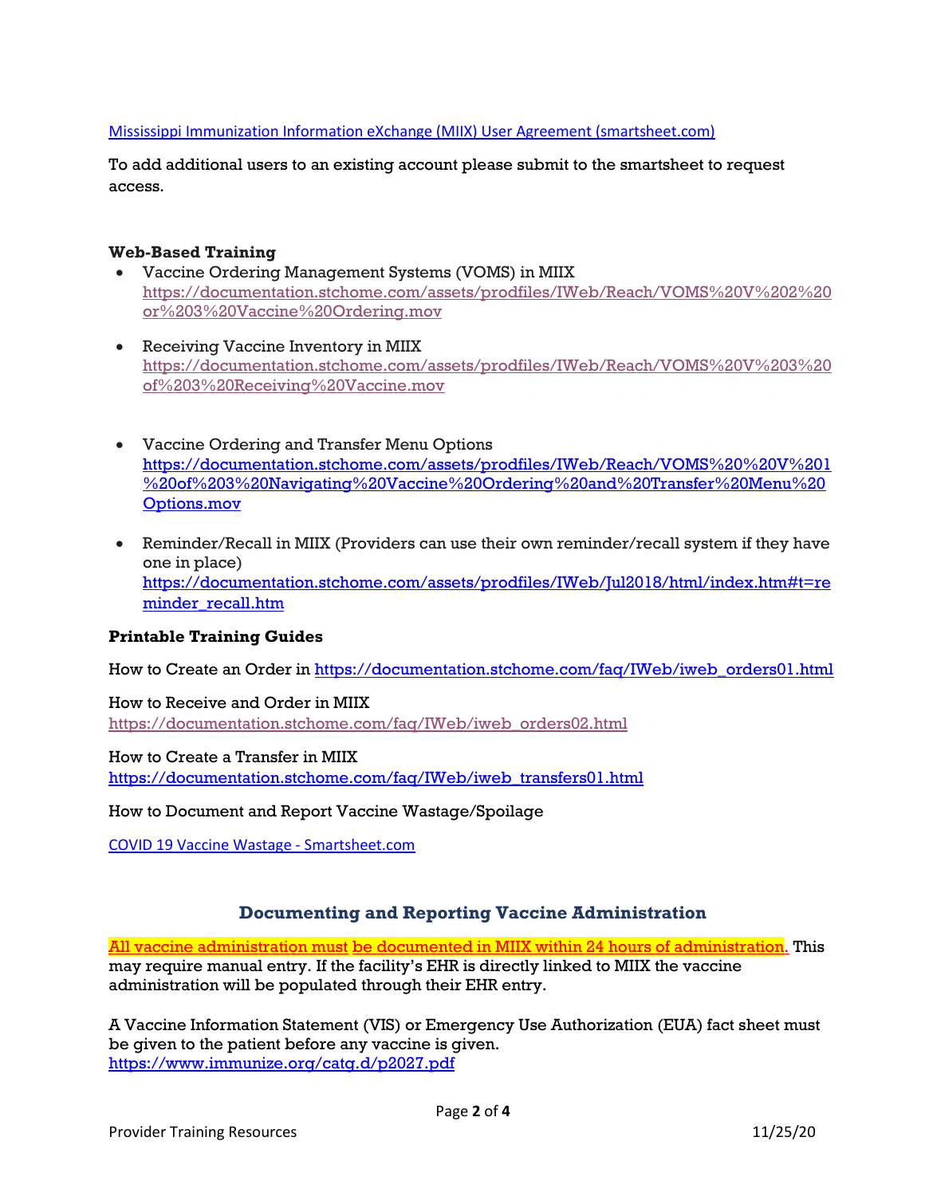[Mississippi Immunization Information eXchange (MIIX) User Agreement (smartsheet.com)]

To add additional users to an existing account please submit to the smartsheet to request access.

### Web-Based Training

- Vaccine Ordering Management Systems (VOMS) in MIIX
  https://documentation.stchome.com/assets/prodfiles/IWeb/Reach/VOMS%20V%202%20or%203%20Vaccine%20Ordering.mov

- Receiving Vaccine Inventory in MIIX
  https://documentation.stchome.com/assets/prodfiles/IWeb/Reach/VOMS%20V%203%20of%203%20Receiving%20Vaccine.mov

- Vaccine Ordering and Transfer Menu Options
  https://documentation.stchome.com/assets/prodfiles/IWeb/Reach/VOMS%20%20V%201%20of%203%20Navigating%20Vaccine%20Ordering%20and%20Transfer%20Menu%20Options.mov

- Reminder/Recall in MIIX (Providers can use their own reminder/recall system if they have one in place)
  https://documentation.stchome.com/assets/prodfiles/IWeb/Jul2018/html/index.htm#t=reminder_recall.htm

### Printable Training Guides

How to Create an Order in https://documentation.stchome.com/faq/IWeb/iweb_orders01.html

How to Receive and Order in MIIX
https://documentation.stchome.com/faq/IWeb/iweb_orders02.html

How to Create a Transfer in MIIX
https://documentation.stchome.com/faq/IWeb/iweb_transfers01.html

How to Document and Report Vaccine Wastage/Spoilage

[COVID 19 Vaccine Wastage - Smartsheet.com]

## Documenting and Reporting Vaccine Administration

**All vaccine administration must be documented in MIIX within 24 hours of administration.** This may require manual entry. If the facility's EHR is directly linked to MIIX the vaccine administration will be populated through their EHR entry.

A Vaccine Information Statement (VIS) or Emergency Use Authorization (EUA) fact sheet must be given to the patient before any vaccine is given.
https://www.immunize.org/catg.d/p2027.pdf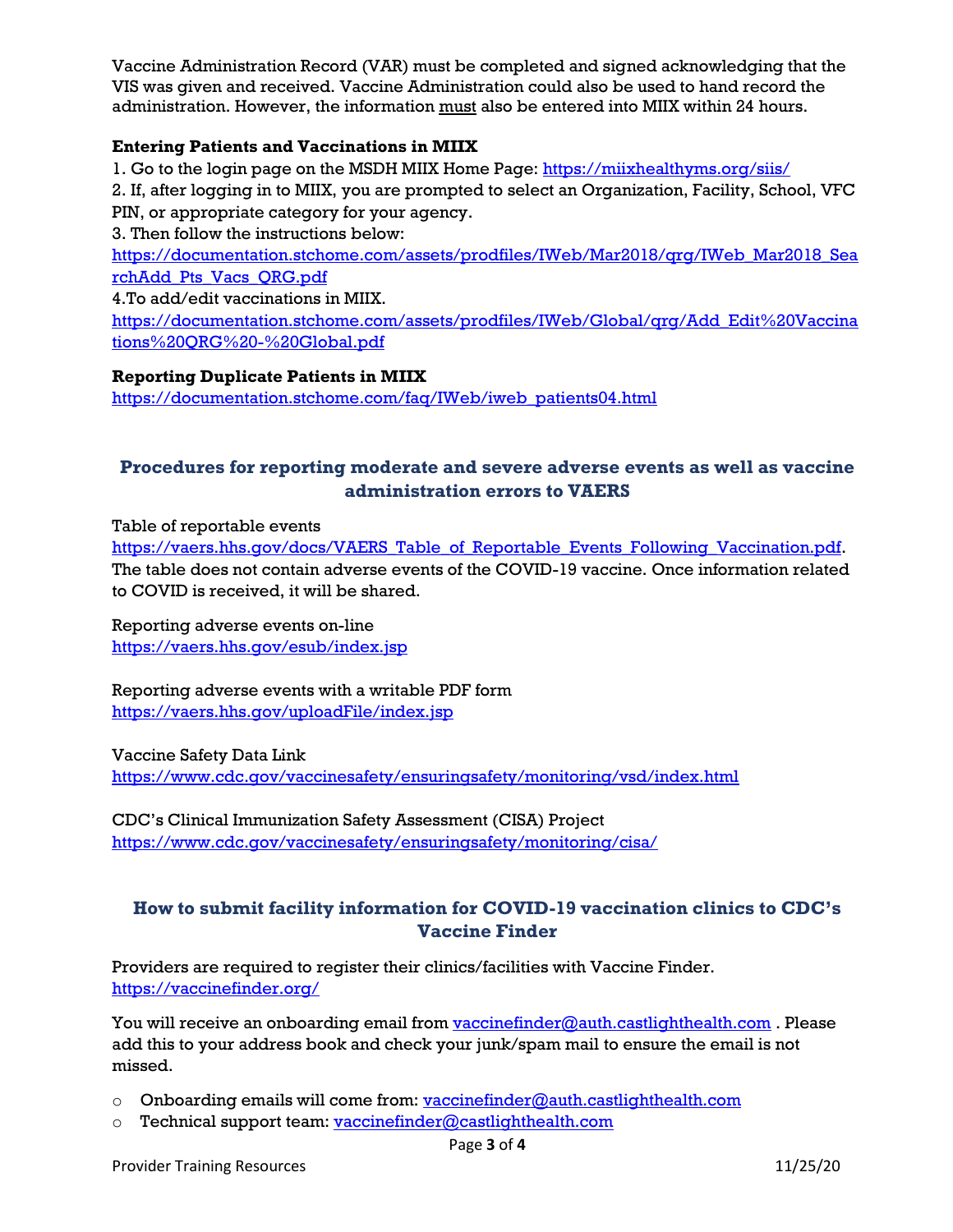Vaccine Administration Record (VAR) must be completed and signed acknowledging that the VIS was given and received. Vaccine Administration could also be used to hand record the administration. However, the information must also be entered into MIIX within 24 hours.

**Entering Patients and Vaccinations in MIIX**

1. Go to the login page on the MSDH MIIX Home Page: https://miixhealthyms.org/siis/
2. If, after logging in to MIIX, you are prompted to select an Organization, Facility, School, VFC PIN, or appropriate category for your agency.
3. Then follow the instructions below: https://documentation.stchome.com/assets/prodfiles/IWeb/Mar2018/qrg/IWeb_Mar2018_SearchAdd_Pts_Vacs_QRG.pdf
4. To add/edit vaccinations in MIIX. https://documentation.stchome.com/assets/prodfiles/IWeb/Global/qrg/Add_Edit%20Vaccinations%20QRG%20-%20Global.pdf

**Reporting Duplicate Patients in MIIX**

https://documentation.stchome.com/faq/IWeb/iweb_patients04.html

## Procedures for reporting moderate and severe adverse events as well as vaccine administration errors to VAERS

Table of reportable events
https://vaers.hhs.gov/docs/VAERS_Table_of_Reportable_Events_Following_Vaccination.pdf. The table does not contain adverse events of the COVID-19 vaccine. Once information related to COVID is received, it will be shared.

Reporting adverse events on-line
https://vaers.hhs.gov/esub/index.jsp

Reporting adverse events with a writable PDF form
https://vaers.hhs.gov/uploadFile/index.jsp

Vaccine Safety Data Link
https://www.cdc.gov/vaccinesafety/ensuringsafety/monitoring/vsd/index.html

CDC's Clinical Immunization Safety Assessment (CISA) Project
https://www.cdc.gov/vaccinesafety/ensuringsafety/monitoring/cisa/

## How to submit facility information for COVID-19 vaccination clinics to CDC's Vaccine Finder

Providers are required to register their clinics/facilities with Vaccine Finder.
https://vaccinefinder.org/

You will receive an onboarding email from vaccinefinder@auth.castlighthealth.com . Please add this to your address book and check your junk/spam mail to ensure the email is not missed.

- Onboarding emails will come from: vaccinefinder@auth.castlighthealth.com
- Technical support team: vaccinefinder@castlighthealth.com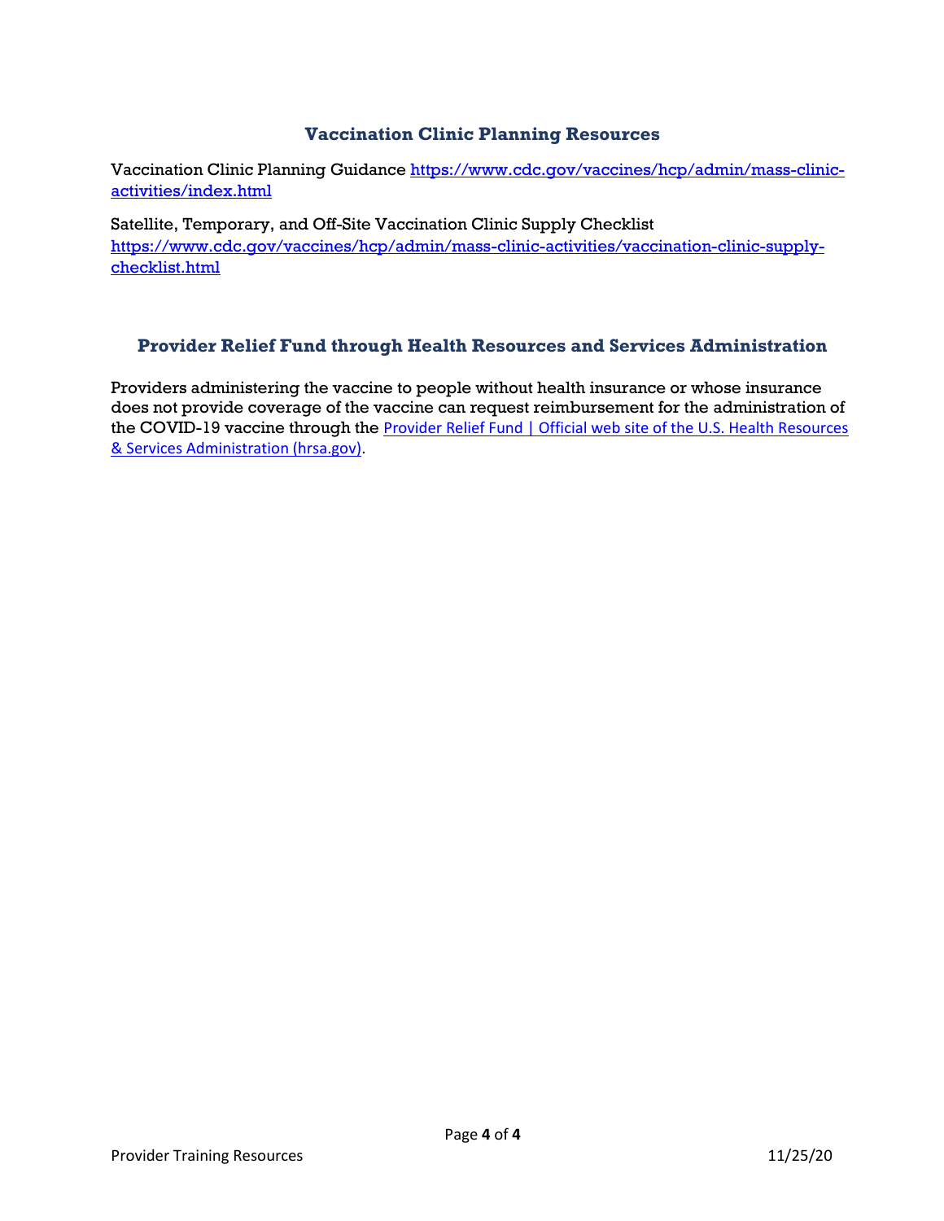## Vaccination Clinic Planning Resources

Vaccination Clinic Planning Guidance https://www.cdc.gov/vaccines/hcp/admin/mass-clinic-activities/index.html

Satellite, Temporary, and Off-Site Vaccination Clinic Supply Checklist https://www.cdc.gov/vaccines/hcp/admin/mass-clinic-activities/vaccination-clinic-supply-checklist.html

## Provider Relief Fund through Health Resources and Services Administration

Providers administering the vaccine to people without health insurance or whose insurance does not provide coverage of the vaccine can request reimbursement for the administration of the COVID-19 vaccine through the Provider Relief Fund | Official web site of the U.S. Health Resources & Services Administration (hrsa.gov).